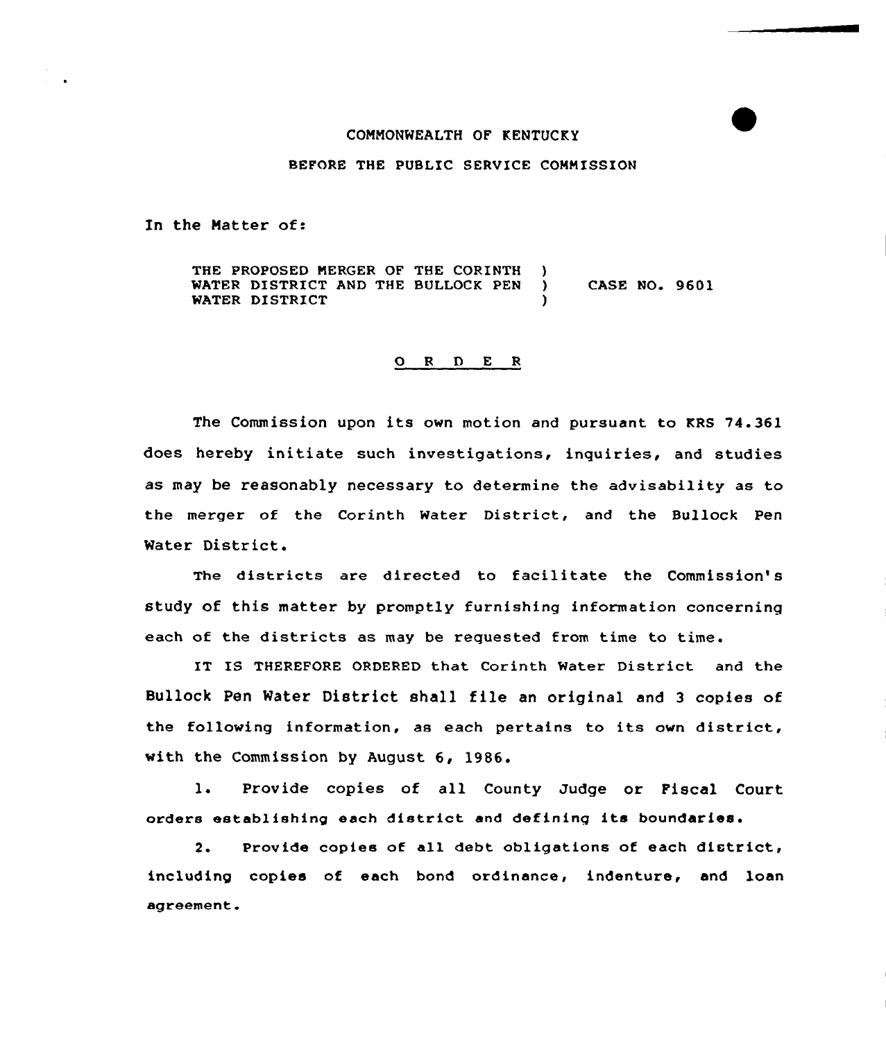COMMONWEALTH OF KENTUCKY

BEFORE THE PUBLIC SERVICE COMMISSION

In the Matter of:

THE PROPOSED MERGER OF THE CORINTH WATER DISTRICT AND THE BULLOCK PEN WATER DISTRICT ) CASE NO. 9601

## O R D E R

The Commission upon its own motion and pursuant to KRS 74.361 does hereby initiate such investigations, inquiries, and studies as may be reasonably necessary to determine the advisability as to the merger of the Corinth Water District, and the Bullock Pen Water District.

The districts are directed to facilitate the Commission's study of this matter by promptly furnishing information concerning each of the districts as may be requested from time to time.

IT IS THEREFORE ORDERED that Corinth Water District and the Bullock Pen Water District shall file an original and 3 copies of the following information, as each pertains to its own district, with the Commission by August 6, 1986.

1. Provide copies of all County Judge or Fiscal Court orders establishing each district and defining its boundaries.

2. Provide copies of all debt obligations of each district, including copies of each bond ordinance, indenture, and loan agreement.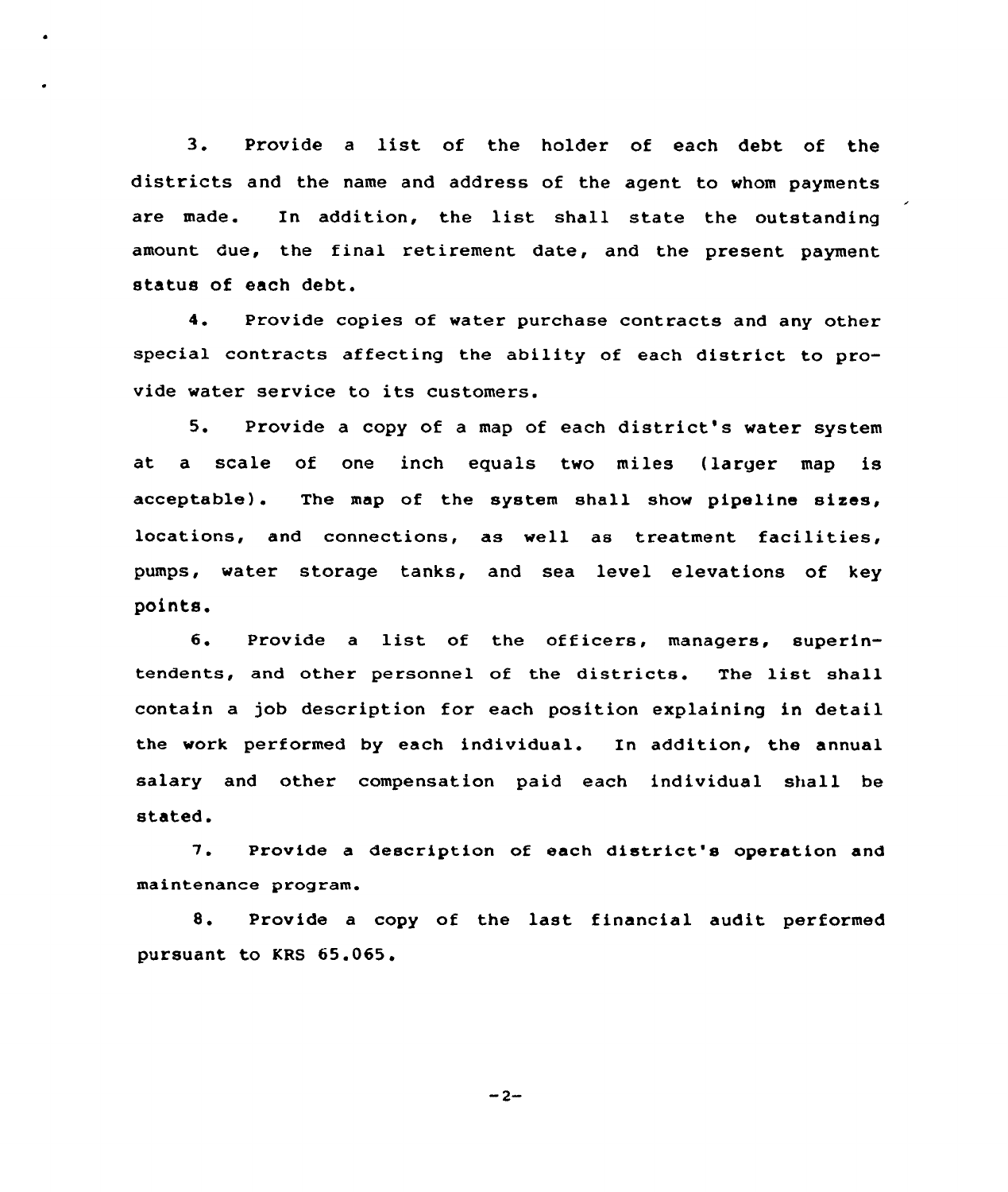3. Provide a list of the holder of each debt of the districts and the name and address of the agent to whom payments are made. In addition, the list shall state the outstanding amount due, the final retirement date, and the present payment status of each debt.

4. Provide copies of water purchase contracts and any other special contracts affecting the ability of each district to provide water service to its customers.

5. Provide a copy of a map of each district's water system at a scale of one inch equals two miles (larger map is acceptable). The map of the system shall show pipeline sizes, locations, and connections, as well as treatment facilities, pumps, water storage tanks, and sea level elevations of key points.

6. Provide a list of the officers, managers, superintendents, and other personnel of the districts. The list shall contain a job description for each position explaining in detail the work performed by each individual. In addition, the annual salary and other compensation paid each individual shall be stated.

7. Provide a description of each district's operation and maintenance program.

8. Provide a copy of the last financial audit performed pursuant to KRS 65.065.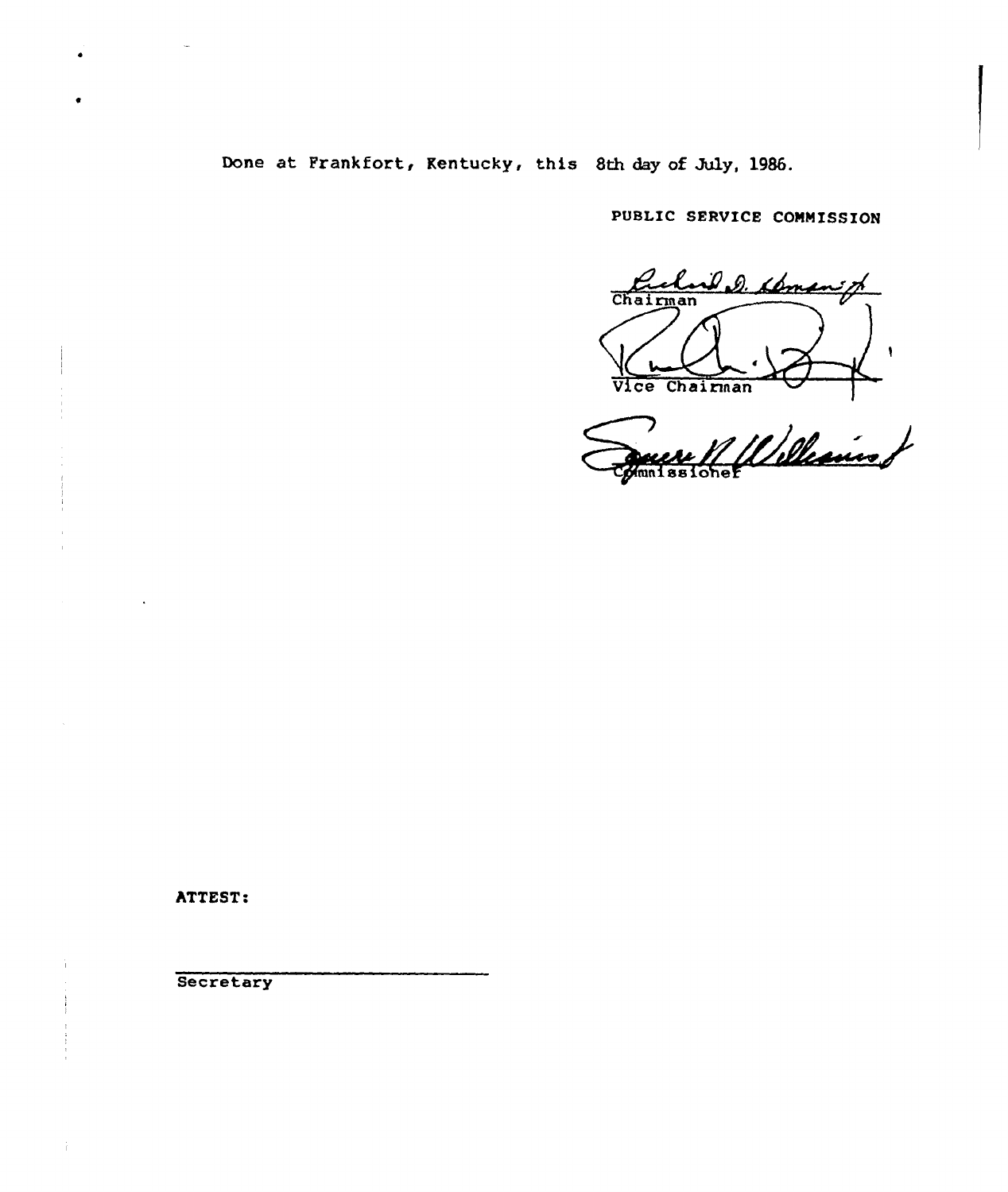Done at Frankfort, Kentucky, this 8th day of July, 1986.

PUBLIC SERVICE COMMISSION

Chairman

Vice Chairman

Commissioner

ATTEST:

Secretary